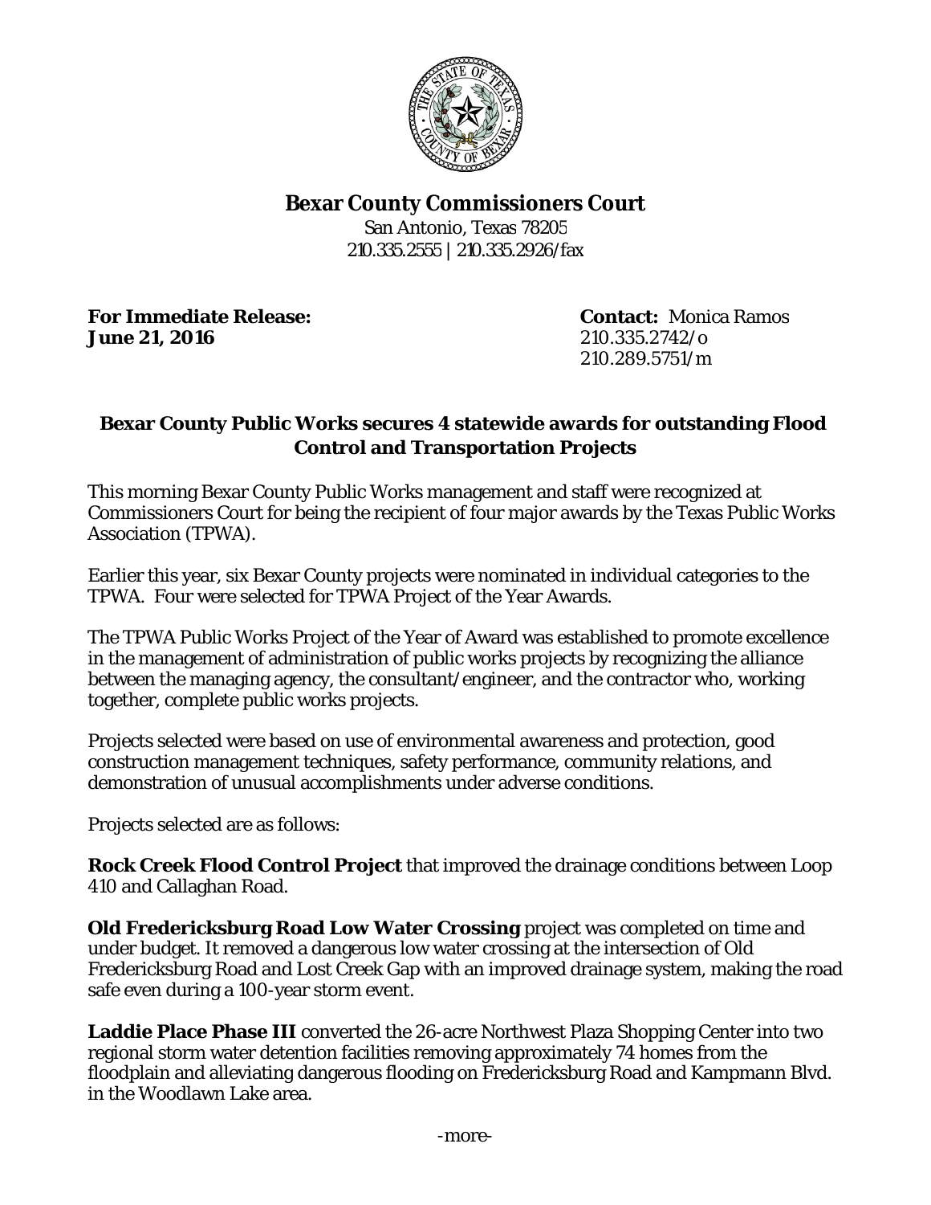**Bexar County Commissioners Court**

San Antonio, Texas 78205
210.335.2555 | 210.335.2926/fax

**For Immediate Release:**
**June 21, 2016**

**Contact:** Monica Ramos
210.335.2742/o
210.289.5751/m

## Bexar County Public Works secures 4 statewide awards for outstanding Flood Control and Transportation Projects

This morning Bexar County Public Works management and staff were recognized at Commissioners Court for being the recipient of four major awards by the Texas Public Works Association (TPWA).

Earlier this year, six Bexar County projects were nominated in individual categories to the TPWA. Four were selected for TPWA Project of the Year Awards.

The TPWA Public Works Project of the Year of Award was established to promote excellence in the management of administration of public works projects by recognizing the alliance between the managing agency, the consultant/engineer, and the contractor who, working together, complete public works projects.

Projects selected were based on use of environmental awareness and protection, good construction management techniques, safety performance, community relations, and demonstration of unusual accomplishments under adverse conditions.

Projects selected are as follows:

**Rock Creek Flood Control Project** that improved the drainage conditions between Loop 410 and Callaghan Road.

**Old Fredericksburg Road Low Water Crossing** project was completed on time and under budget. It removed a dangerous low water crossing at the intersection of Old Fredericksburg Road and Lost Creek Gap with an improved drainage system, making the road safe even during a 100-year storm event.

**Laddie Place Phase III** converted the 26-acre Northwest Plaza Shopping Center into two regional storm water detention facilities removing approximately 74 homes from the floodplain and alleviating dangerous flooding on Fredericksburg Road and Kampmann Blvd. in the Woodlawn Lake area.

-more-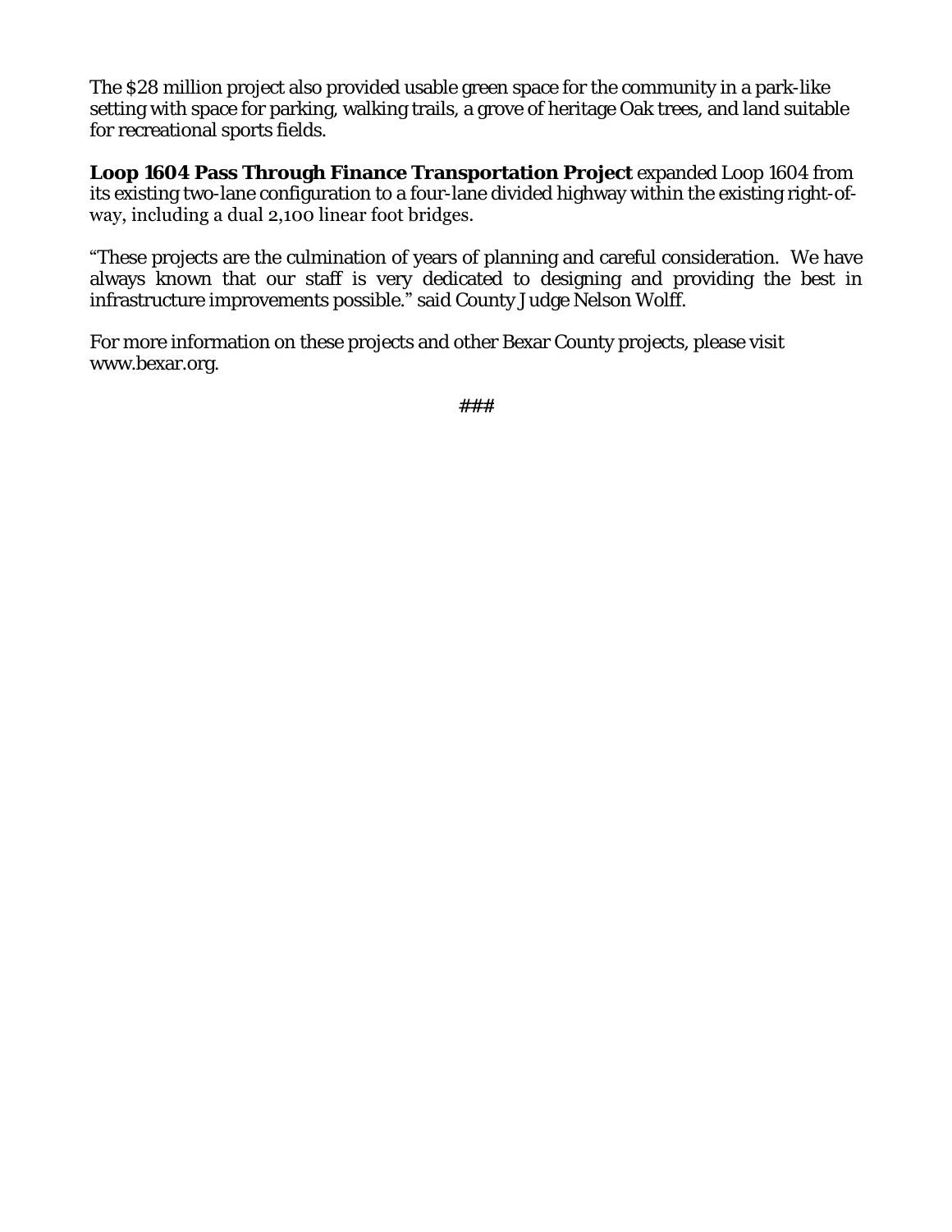The $28 million project also provided usable green space for the community in a park-like setting with space for parking, walking trails, a grove of heritage Oak trees, and land suitable for recreational sports fields.

**Loop 1604 Pass Through Finance Transportation Project** expanded Loop 1604 from its existing two-lane configuration to a four-lane divided highway within the existing right-of-way, including a dual 2,100 linear foot bridges.

"These projects are the culmination of years of planning and careful consideration. We have always known that our staff is very dedicated to designing and providing the best in infrastructure improvements possible." said County Judge Nelson Wolff.

For more information on these projects and other Bexar County projects, please visit www.bexar.org.

###